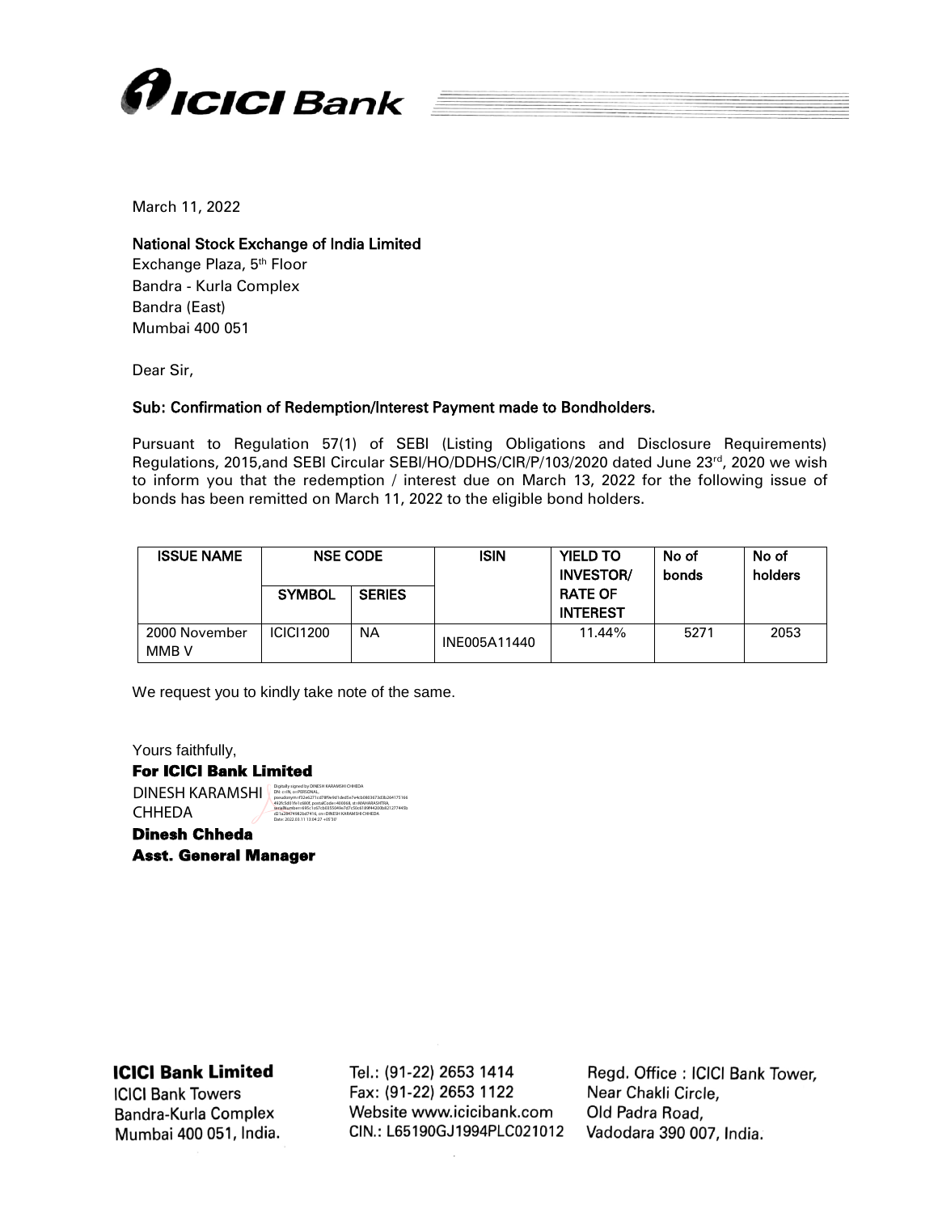March 11, 2022

**National Stock Exchange of India Limited**
Exchange Plaza, 5th Floor
Bandra - Kurla Complex
Bandra (East)
Mumbai 400 051

Dear Sir,

**Sub: Confirmation of Redemption/Interest Payment made to Bondholders.**

Pursuant to Regulation 57(1) of SEBI (Listing Obligations and Disclosure Requirements) Regulations, 2015,and SEBI Circular SEBI/HO/DDHS/CIR/P/103/2020 dated June 23rd, 2020 we wish to inform you that the redemption / interest due on March 13, 2022 for the following issue of bonds has been remitted on March 11, 2022 to the eligible bond holders.

| ISSUE NAME | NSE CODE | | ISIN | YIELD TO INVESTOR/ RATE OF INTEREST | No of bonds | No of holders |
|---|---|---|---|---|---|---|
| | SYMBOL | SERIES | | | | |
| 2000 November MMB V | ICICI1200 | NA | INE005A11440 | 11.44% | 5271 | 2053 |

We request you to kindly take note of the same.

Yours faithfully,

**For ICICI Bank Limited**

DINESH KARAMSHI CHHEDA

Digitally signed by DINESH KARAMSHI CHHEDA
Date: 2022.03.11 13:04:27 +05'30'

**Dinesh Chheda**
**Asst. General Manager**

**ICICI Bank Limited**
ICICI Bank Towers
Bandra-Kurla Complex
Mumbai 400 051, India.

Tel.: (91-22) 2653 1414
Fax: (91-22) 2653 1122
Website www.icicibank.com
CIN.: L65190GJ1994PLC021012

Regd. Office : ICICI Bank Tower,
Near Chakli Circle,
Old Padra Road,
Vadodara 390 007, India.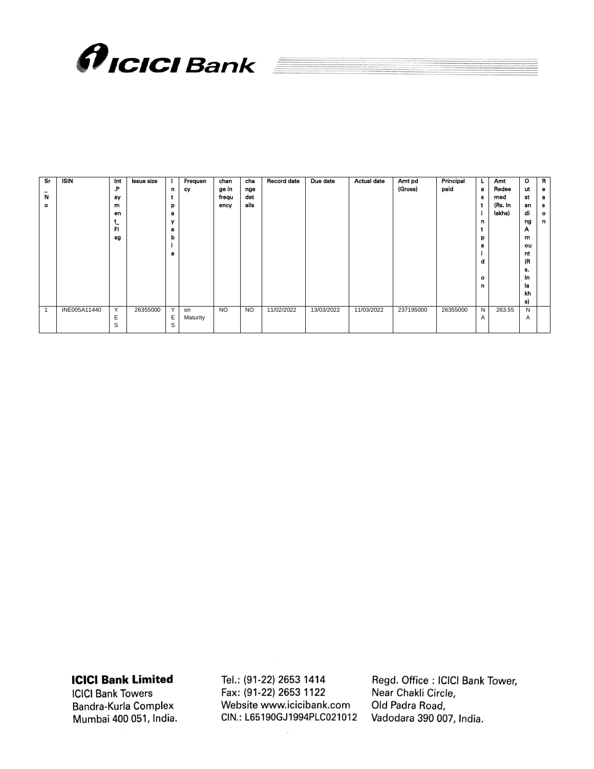| Sr_No | ISIN | Int.Payment_Flag | Issue size | Interest payable | Frequency | change in frequency | change details | Record date | Due date | Actual date | Amt pd (Gross) | Principal paid | Last int paid on | Amt Redeemed (Rs. In lakhs) | Outstanding Amount (Rs. In lakhs) | Reason |
|---|---|---|---|---|---|---|---|---|---|---|---|---|---|---|---|---|
| 1 | INE005A11440 | YES | 26355000 | YES | on Maturity | NO | NO | 11/02/2022 | 13/03/2022 | 11/03/2022 | 237195000 | 26355000 | NA | 263.55 | NA | |

**ICICI Bank Limited**
ICICI Bank Towers
Bandra-Kurla Complex
Mumbai 400 051, India.

Tel.: (91-22) 2653 1414
Fax: (91-22) 2653 1122
Website www.icicibank.com
CIN.: L65190GJ1994PLC021012

Regd. Office : ICICI Bank Tower,
Near Chakli Circle,
Old Padra Road,
Vadodara 390 007, India.